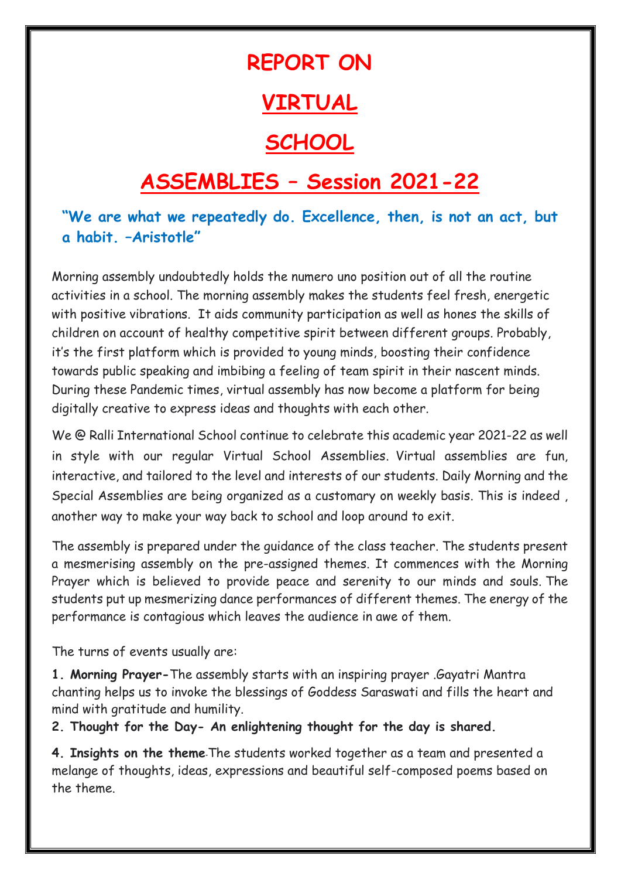# REPORT ON

# VIRTUAL

# SCHOOL

# ASSEMBLIES – Session 2021-22

**"We are what we repeatedly do. Excellence, then, is not an act, but a habit. –Aristotle"**

Morning assembly undoubtedly holds the numero uno position out of all the routine activities in a school. The morning assembly makes the students feel fresh, energetic with positive vibrations. It aids community participation as well as hones the skills of children on account of healthy competitive spirit between different groups. Probably, it's the first platform which is provided to young minds, boosting their confidence towards public speaking and imbibing a feeling of team spirit in their nascent minds. During these Pandemic times, virtual assembly has now become a platform for being digitally creative to express ideas and thoughts with each other.

We @ Ralli International School continue to celebrate this academic year 2021-22 as well in style with our regular Virtual School Assemblies. Virtual assemblies are fun, interactive, and tailored to the level and interests of our students. Daily Morning and the Special Assemblies are being organized as a customary on weekly basis. This is indeed , another way to make your way back to school and loop around to exit.

The assembly is prepared under the guidance of the class teacher. The students present a mesmerising assembly on the pre-assigned themes. It commences with the Morning Prayer which is believed to provide peace and serenity to our minds and souls. The students put up mesmerizing dance performances of different themes. The energy of the performance is contagious which leaves the audience in awe of them.

The turns of events usually are:

**1. Morning Prayer-**The assembly starts with an inspiring prayer .Gayatri Mantra chanting helps us to invoke the blessings of Goddess Saraswati and fills the heart and mind with gratitude and humility.

**2. Thought for the Day- An enlightening thought for the day is shared.**

**4. Insights on the theme**-The students worked together as a team and presented a melange of thoughts, ideas, expressions and beautiful self-composed poems based on the theme.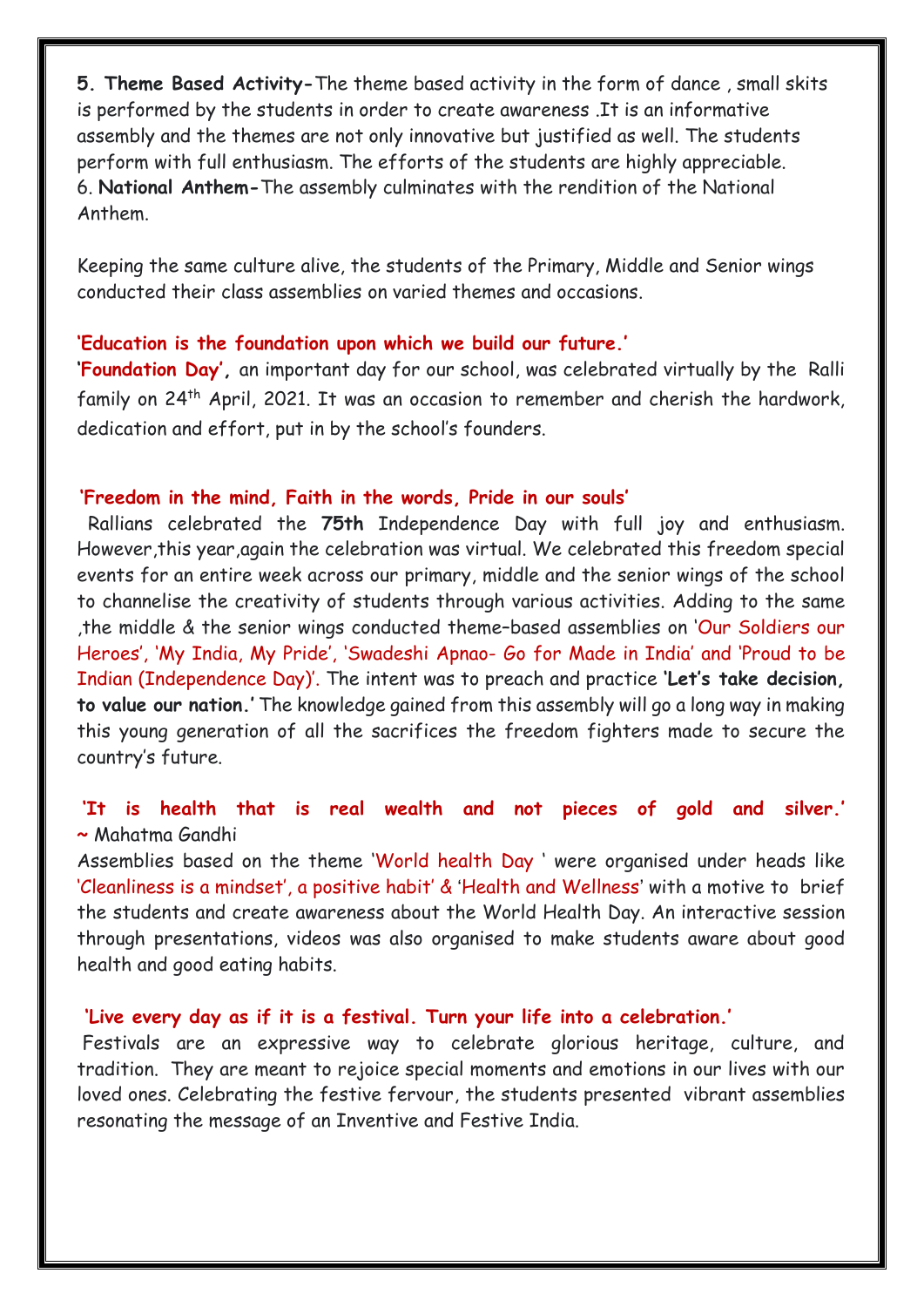**5. Theme Based Activity-**The theme based activity in the form of dance , small skits is performed by the students in order to create awareness .It is an informative assembly and the themes are not only innovative but justified as well. The students perform with full enthusiasm. The efforts of the students are highly appreciable.

6. **National Anthem-**The assembly culminates with the rendition of the National Anthem.

Keeping the same culture alive, the students of the Primary, Middle and Senior wings conducted their class assemblies on varied themes and occasions.

**'Education is the foundation upon which we build our future.'**

**'Foundation Day',** an important day for our school, was celebrated virtually by the Ralli family on 24th April, 2021. It was an occasion to remember and cherish the hardwork, dedication and effort, put in by the school's founders.

**'Freedom in the mind, Faith in the words, Pride in our souls'**

Rallians celebrated the **75th** Independence Day with full joy and enthusiasm. However,this year,again the celebration was virtual. We celebrated this freedom special events for an entire week across our primary, middle and the senior wings of the school to channelise the creativity of students through various activities. Adding to the same ,the middle & the senior wings conducted theme–based assemblies on 'Our Soldiers our Heroes', 'My India, My Pride', 'Swadeshi Apnao- Go for Made in India' and 'Proud to be Indian (Independence Day)'. The intent was to preach and practice **'Let's take decision, to value our nation.'** The knowledge gained from this assembly will go a long way in making this young generation of all the sacrifices the freedom fighters made to secure the country's future.

**'It is health that is real wealth and not pieces of gold and silver.'** ~ Mahatma Gandhi

Assemblies based on the theme 'World health Day ' were organised under heads like 'Cleanliness is a mindset', a positive habit' & 'Health and Wellness' with a motive to brief the students and create awareness about the World Health Day. An interactive session through presentations, videos was also organised to make students aware about good health and good eating habits.

**'Live every day as if it is a festival. Turn your life into a celebration.'**

Festivals are an expressive way to celebrate glorious heritage, culture, and tradition. They are meant to rejoice special moments and emotions in our lives with our loved ones. Celebrating the festive fervour, the students presented vibrant assemblies resonating the message of an Inventive and Festive India.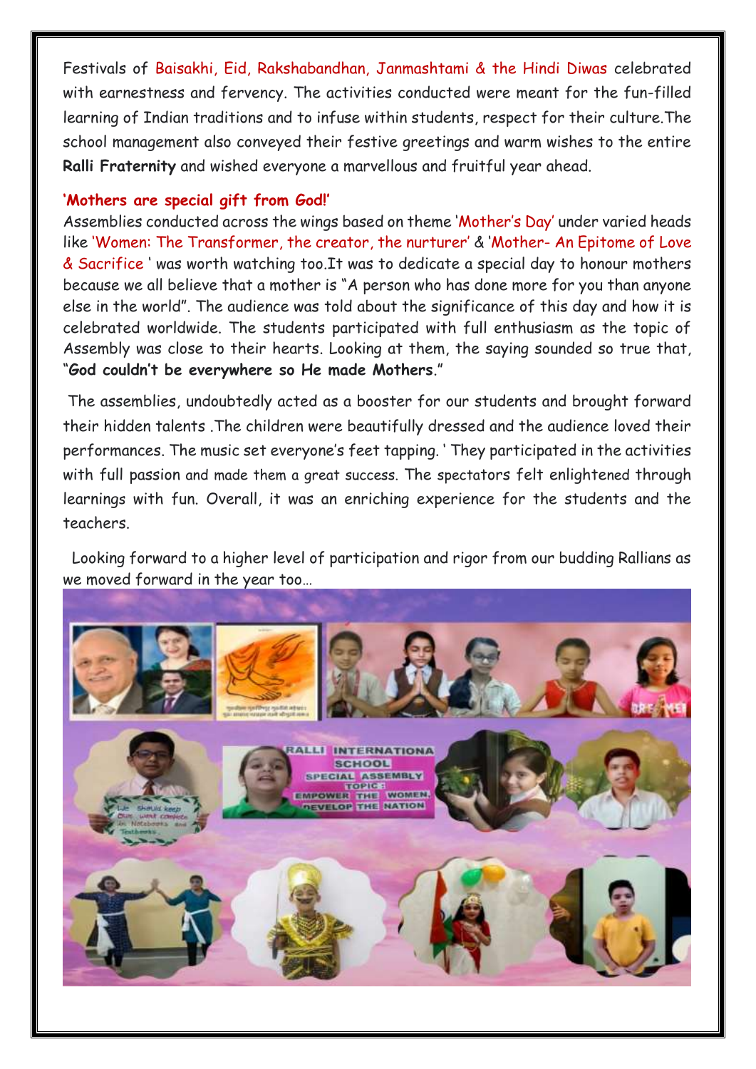Festivals of Baisakhi, Eid, Rakshabandhan, Janmashtami & the Hindi Diwas celebrated with earnestness and fervency. The activities conducted were meant for the fun-filled learning of Indian traditions and to infuse within students, respect for their culture.The school management also conveyed their festive greetings and warm wishes to the entire **Ralli Fraternity** and wished everyone a marvellous and fruitful year ahead.

**'Mothers are special gift from God!'**

Assemblies conducted across the wings based on theme 'Mother's Day' under varied heads like 'Women: The Transformer, the creator, the nurturer' & 'Mother- An Epitome of Love & Sacrifice ' was worth watching too.It was to dedicate a special day to honour mothers because we all believe that a mother is "A person who has done more for you than anyone else in the world". The audience was told about the significance of this day and how it is celebrated worldwide. The students participated with full enthusiasm as the topic of Assembly was close to their hearts. Looking at them, the saying sounded so true that, "**God couldn't be everywhere so He made Mothers**."

The assemblies, undoubtedly acted as a booster for our students and brought forward their hidden talents .The children were beautifully dressed and the audience loved their performances. The music set everyone's feet tapping. ' They participated in the activities with full passion and made them a great success. The spectators felt enlightened through learnings with fun. Overall, it was an enriching experience for the students and the teachers.

Looking forward to a higher level of participation and rigor from our budding Rallians as we moved forward in the year too…